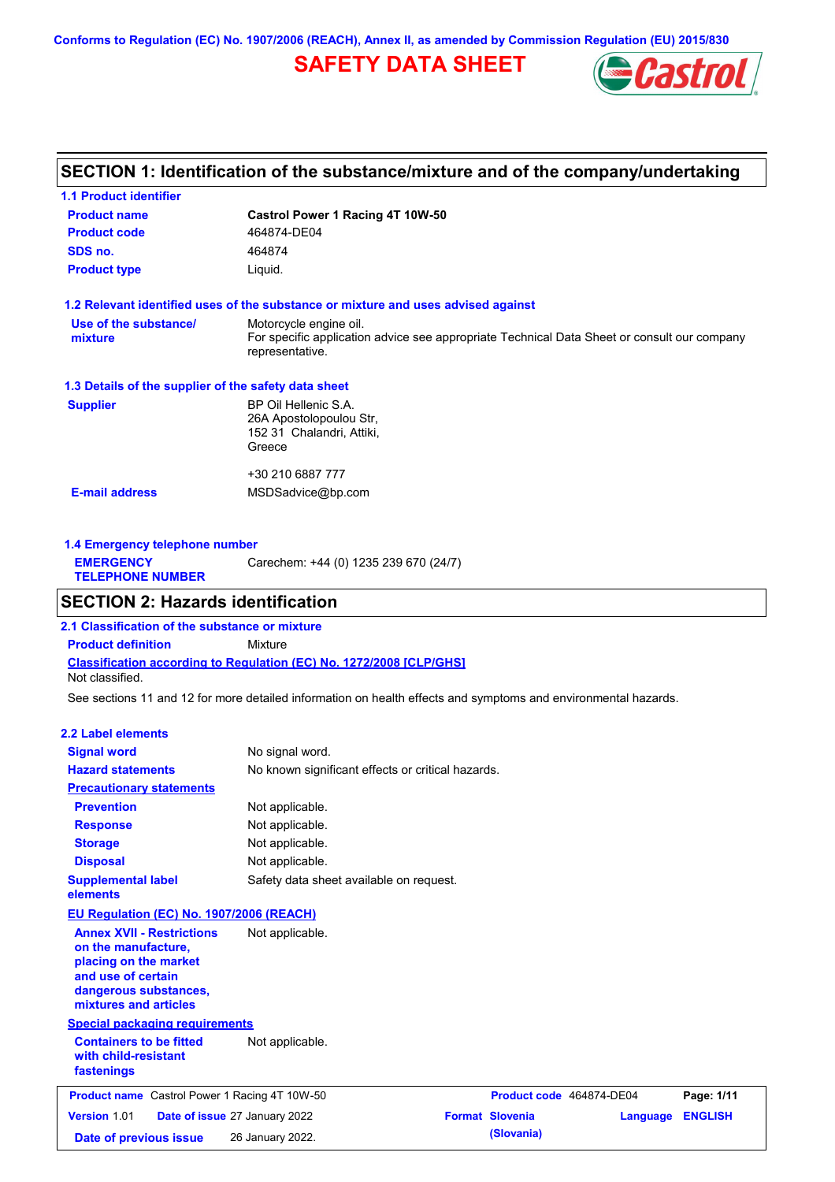Conforms to Regulation (EC) No. 1907/2006 (REACH), Annex II, as amended by Commission Regulation (EU) 2015/830

# SAFETY DATA SHEET

Castrol

## SECTION 1: Identification of the substance/mixture and of the company/undertaking

### 1.1 Product identifier

| | |
|---|---|
| **Product name** | **Castrol Power 1 Racing 4T 10W-50** |
| **Product code** | 464874-DE04 |
| **SDS no.** | 464874 |
| **Product type** | Liquid. |

### 1.2 Relevant identified uses of the substance or mixture and uses advised against

| | |
|---|---|
| **Use of the substance/ mixture** | Motorcycle engine oil. For specific application advice see appropriate Technical Data Sheet or consult our company representative. |

### 1.3 Details of the supplier of the safety data sheet

| | |
|---|---|
| **Supplier** | BP Oil Hellenic S.A. 26A Apostolopoulou Str, 152 31 Chalandri, Attiki, Greece<br><br>+30 210 6887 777 |
| **E-mail address** | MSDSadvice@bp.com |

### 1.4 Emergency telephone number

| | |
|---|---|
| **EMERGENCY TELEPHONE NUMBER** | Carechem: +44 (0) 1235 239 670 (24/7) |

## SECTION 2: Hazards identification

### 2.1 Classification of the substance or mixture

**Product definition** Mixture

**Classification according to Regulation (EC) No. 1272/2008 [CLP/GHS]**

Not classified.

See sections 11 and 12 for more detailed information on health effects and symptoms and environmental hazards.

### 2.2 Label elements

| | |
|---|---|
| **Signal word** | No signal word. |
| **Hazard statements** | No known significant effects or critical hazards. |
| **Precautionary statements** | |
| **Prevention** | Not applicable. |
| **Response** | Not applicable. |
| **Storage** | Not applicable. |
| **Disposal** | Not applicable. |
| **Supplemental label elements** | Safety data sheet available on request. |
| **EU Regulation (EC) No. 1907/2006 (REACH)** | |
| **Annex XVII - Restrictions on the manufacture, placing on the market and use of certain dangerous substances, mixtures and articles** | Not applicable. |
| **Special packaging requirements** | |
| **Containers to be fitted with child-resistant fastenings** | Not applicable. |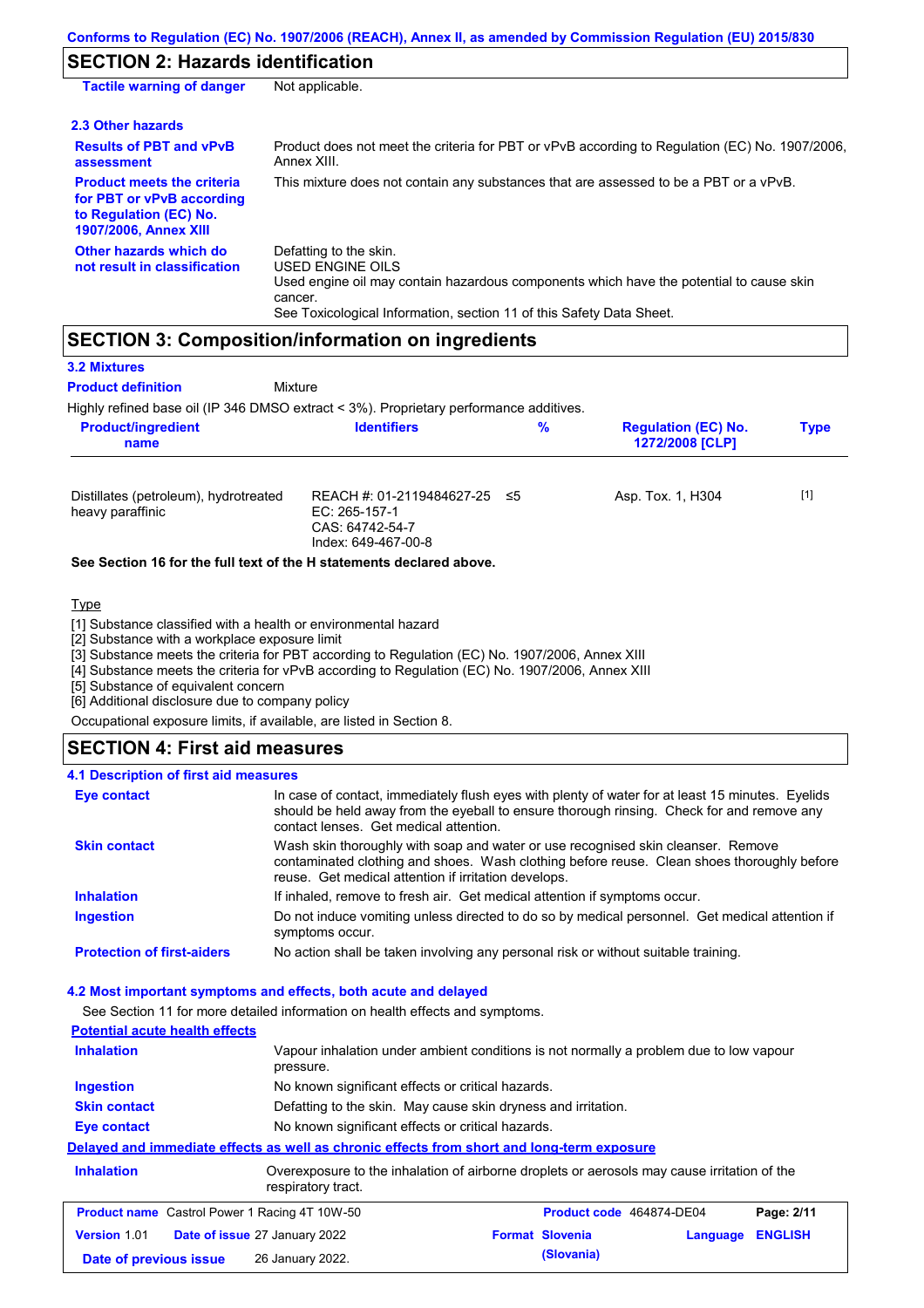## SECTION 2: Hazards identification

| | |
|---|---|
| **Tactile warning of danger** | Not applicable. |

### 2.3 Other hazards

| | |
|---|---|
| **Results of PBT and vPvB assessment** | Product does not meet the criteria for PBT or vPvB according to Regulation (EC) No. 1907/2006, Annex XIII. |
| **Product meets the criteria for PBT or vPvB according to Regulation (EC) No. 1907/2006, Annex XIII** | This mixture does not contain any substances that are assessed to be a PBT or a vPvB. |
| **Other hazards which do not result in classification** | Defatting to the skin.<br>USED ENGINE OILS<br>Used engine oil may contain hazardous components which have the potential to cause skin cancer.<br>See Toxicological Information, section 11 of this Safety Data Sheet. |

## SECTION 3: Composition/information on ingredients

### 3.2 Mixtures

**Product definition** Mixture

Highly refined base oil (IP 346 DMSO extract < 3%). Proprietary performance additives.

| Product/ingredient name | Identifiers | % | Regulation (EC) No. 1272/2008 [CLP] | Type |
|---|---|---|---|---|
| Distillates (petroleum), hydrotreated heavy paraffinic | REACH #: 01-2119484627-25<br>EC: 265-157-1<br>CAS: 64742-54-7<br>Index: 649-467-00-8 | ≤5 | Asp. Tox. 1, H304 | [1] |

**See Section 16 for the full text of the H statements declared above.**

Type

[1] Substance classified with a health or environmental hazard
[2] Substance with a workplace exposure limit
[3] Substance meets the criteria for PBT according to Regulation (EC) No. 1907/2006, Annex XIII
[4] Substance meets the criteria for vPvB according to Regulation (EC) No. 1907/2006, Annex XIII
[5] Substance of equivalent concern
[6] Additional disclosure due to company policy

Occupational exposure limits, if available, are listed in Section 8.

## SECTION 4: First aid measures

### 4.1 Description of first aid measures

| | |
|---|---|
| **Eye contact** | In case of contact, immediately flush eyes with plenty of water for at least 15 minutes. Eyelids should be held away from the eyeball to ensure thorough rinsing. Check for and remove any contact lenses. Get medical attention. |
| **Skin contact** | Wash skin thoroughly with soap and water or use recognised skin cleanser. Remove contaminated clothing and shoes. Wash clothing before reuse. Clean shoes thoroughly before reuse. Get medical attention if irritation develops. |
| **Inhalation** | If inhaled, remove to fresh air. Get medical attention if symptoms occur. |
| **Ingestion** | Do not induce vomiting unless directed to do so by medical personnel. Get medical attention if symptoms occur. |
| **Protection of first-aiders** | No action shall be taken involving any personal risk or without suitable training. |

### 4.2 Most important symptoms and effects, both acute and delayed

See Section 11 for more detailed information on health effects and symptoms.

**Potential acute health effects**

| | |
|---|---|
| **Inhalation** | Vapour inhalation under ambient conditions is not normally a problem due to low vapour pressure. |
| **Ingestion** | No known significant effects or critical hazards. |
| **Skin contact** | Defatting to the skin. May cause skin dryness and irritation. |
| **Eye contact** | No known significant effects or critical hazards. |

**Delayed and immediate effects as well as chronic effects from short and long-term exposure**

| | |
|---|---|
| **Inhalation** | Overexposure to the inhalation of airborne droplets or aerosols may cause irritation of the respiratory tract. |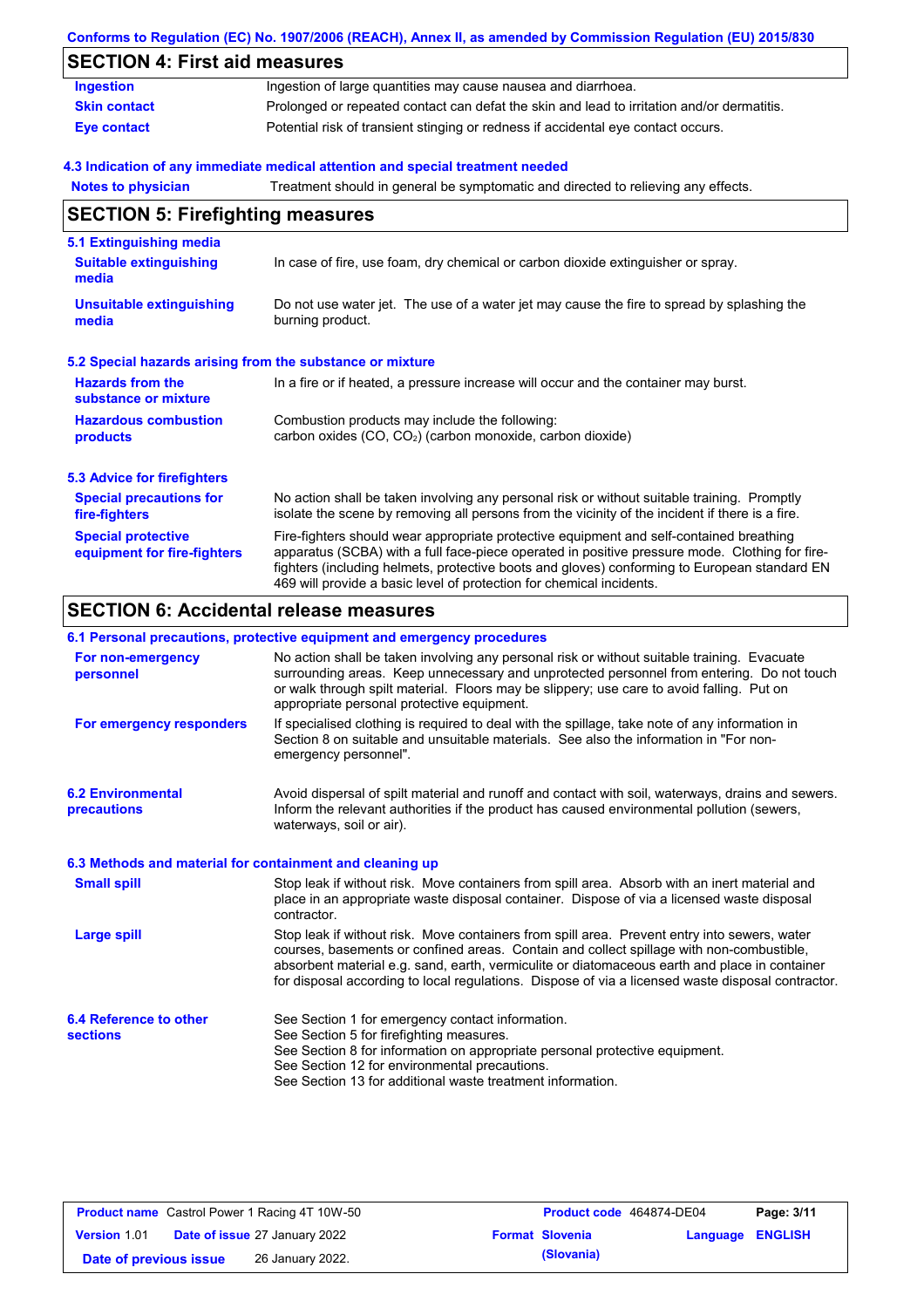## SECTION 4: First aid measures

| | |
|---|---|
| **Ingestion** | Ingestion of large quantities may cause nausea and diarrhoea. |
| **Skin contact** | Prolonged or repeated contact can defat the skin and lead to irritation and/or dermatitis. |
| **Eye contact** | Potential risk of transient stinging or redness if accidental eye contact occurs. |

### 4.3 Indication of any immediate medical attention and special treatment needed

| | |
|---|---|
| **Notes to physician** | Treatment should in general be symptomatic and directed to relieving any effects. |

## SECTION 5: Firefighting measures

### 5.1 Extinguishing media

| | |
|---|---|
| **Suitable extinguishing media** | In case of fire, use foam, dry chemical or carbon dioxide extinguisher or spray. |
| **Unsuitable extinguishing media** | Do not use water jet. The use of a water jet may cause the fire to spread by splashing the burning product. |

### 5.2 Special hazards arising from the substance or mixture

| | |
|---|---|
| **Hazards from the substance or mixture** | In a fire or if heated, a pressure increase will occur and the container may burst. |
| **Hazardous combustion products** | Combustion products may include the following: carbon oxides (CO, $CO_2$) (carbon monoxide, carbon dioxide) |

### 5.3 Advice for firefighters

| | |
|---|---|
| **Special precautions for fire-fighters** | No action shall be taken involving any personal risk or without suitable training. Promptly isolate the scene by removing all persons from the vicinity of the incident if there is a fire. |
| **Special protective equipment for fire-fighters** | Fire-fighters should wear appropriate protective equipment and self-contained breathing apparatus (SCBA) with a full face-piece operated in positive pressure mode. Clothing for fire-fighters (including helmets, protective boots and gloves) conforming to European standard EN 469 will provide a basic level of protection for chemical incidents. |

## SECTION 6: Accidental release measures

### 6.1 Personal precautions, protective equipment and emergency procedures

| | |
|---|---|
| **For non-emergency personnel** | No action shall be taken involving any personal risk or without suitable training. Evacuate surrounding areas. Keep unnecessary and unprotected personnel from entering. Do not touch or walk through spilt material. Floors may be slippery; use care to avoid falling. Put on appropriate personal protective equipment. |
| **For emergency responders** | If specialised clothing is required to deal with the spillage, take note of any information in Section 8 on suitable and unsuitable materials. See also the information in "For non-emergency personnel". |

| | |
|---|---|
| **6.2 Environmental precautions** | Avoid dispersal of spilt material and runoff and contact with soil, waterways, drains and sewers. Inform the relevant authorities if the product has caused environmental pollution (sewers, waterways, soil or air). |

### 6.3 Methods and material for containment and cleaning up

| | |
|---|---|
| **Small spill** | Stop leak if without risk. Move containers from spill area. Absorb with an inert material and place in an appropriate waste disposal container. Dispose of via a licensed waste disposal contractor. |
| **Large spill** | Stop leak if without risk. Move containers from spill area. Prevent entry into sewers, water courses, basements or confined areas. Contain and collect spillage with non-combustible, absorbent material e.g. sand, earth, vermiculite or diatomaceous earth and place in container for disposal according to local regulations. Dispose of via a licensed waste disposal contractor. |

| | |
|---|---|
| **6.4 Reference to other sections** | See Section 1 for emergency contact information.<br>See Section 5 for firefighting measures.<br>See Section 8 for information on appropriate personal protective equipment.<br>See Section 12 for environmental precautions.<br>See Section 13 for additional waste treatment information. |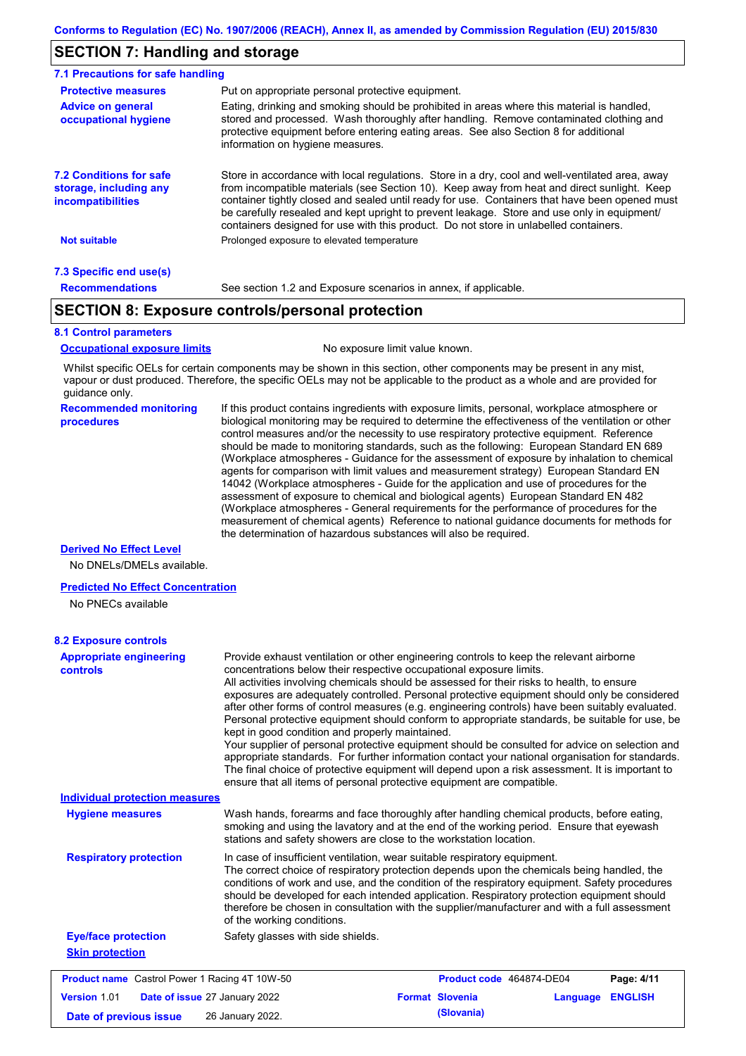## SECTION 7: Handling and storage

### 7.1 Precautions for safe handling

**Protective measures**
Put on appropriate personal protective equipment.

**Advice on general occupational hygiene**
Eating, drinking and smoking should be prohibited in areas where this material is handled, stored and processed. Wash thoroughly after handling. Remove contaminated clothing and protective equipment before entering eating areas. See also Section 8 for additional information on hygiene measures.

### 7.2 Conditions for safe storage, including any incompatibilities

Store in accordance with local regulations. Store in a dry, cool and well-ventilated area, away from incompatible materials (see Section 10). Keep away from heat and direct sunlight. Keep container tightly closed and sealed until ready for use. Containers that have been opened must be carefully resealed and kept upright to prevent leakage. Store and use only in equipment/ containers designed for use with this product. Do not store in unlabelled containers.

**Not suitable**
Prolonged exposure to elevated temperature

### 7.3 Specific end use(s)

**Recommendations**
See section 1.2 and Exposure scenarios in annex, if applicable.

## SECTION 8: Exposure controls/personal protection

### 8.1 Control parameters

**Occupational exposure limits**
No exposure limit value known.

Whilst specific OELs for certain components may be shown in this section, other components may be present in any mist, vapour or dust produced. Therefore, the specific OELs may not be applicable to the product as a whole and are provided for guidance only.

**Recommended monitoring procedures**
If this product contains ingredients with exposure limits, personal, workplace atmosphere or biological monitoring may be required to determine the effectiveness of the ventilation or other control measures and/or the necessity to use respiratory protective equipment. Reference should be made to monitoring standards, such as the following: European Standard EN 689 (Workplace atmospheres - Guidance for the assessment of exposure by inhalation to chemical agents for comparison with limit values and measurement strategy) European Standard EN 14042 (Workplace atmospheres - Guide for the application and use of procedures for the assessment of exposure to chemical and biological agents) European Standard EN 482 (Workplace atmospheres - General requirements for the performance of procedures for the measurement of chemical agents) Reference to national guidance documents for methods for the determination of hazardous substances will also be required.

**Derived No Effect Level**
No DNELs/DMELs available.

**Predicted No Effect Concentration**
No PNECs available

### 8.2 Exposure controls

**Appropriate engineering controls**
Provide exhaust ventilation or other engineering controls to keep the relevant airborne concentrations below their respective occupational exposure limits.
All activities involving chemicals should be assessed for their risks to health, to ensure exposures are adequately controlled. Personal protective equipment should only be considered after other forms of control measures (e.g. engineering controls) have been suitably evaluated. Personal protective equipment should conform to appropriate standards, be suitable for use, be kept in good condition and properly maintained.
Your supplier of personal protective equipment should be consulted for advice on selection and appropriate standards. For further information contact your national organisation for standards. The final choice of protective equipment will depend upon a risk assessment. It is important to ensure that all items of personal protective equipment are compatible.

**Individual protection measures**

**Hygiene measures**
Wash hands, forearms and face thoroughly after handling chemical products, before eating, smoking and using the lavatory and at the end of the working period. Ensure that eyewash stations and safety showers are close to the workstation location.

**Respiratory protection**
In case of insufficient ventilation, wear suitable respiratory equipment.
The correct choice of respiratory protection depends upon the chemicals being handled, the conditions of work and use, and the condition of the respiratory equipment. Safety procedures should be developed for each intended application. Respiratory protection equipment should therefore be chosen in consultation with the supplier/manufacturer and with a full assessment of the working conditions.

**Eye/face protection**
Safety glasses with side shields.

**Skin protection**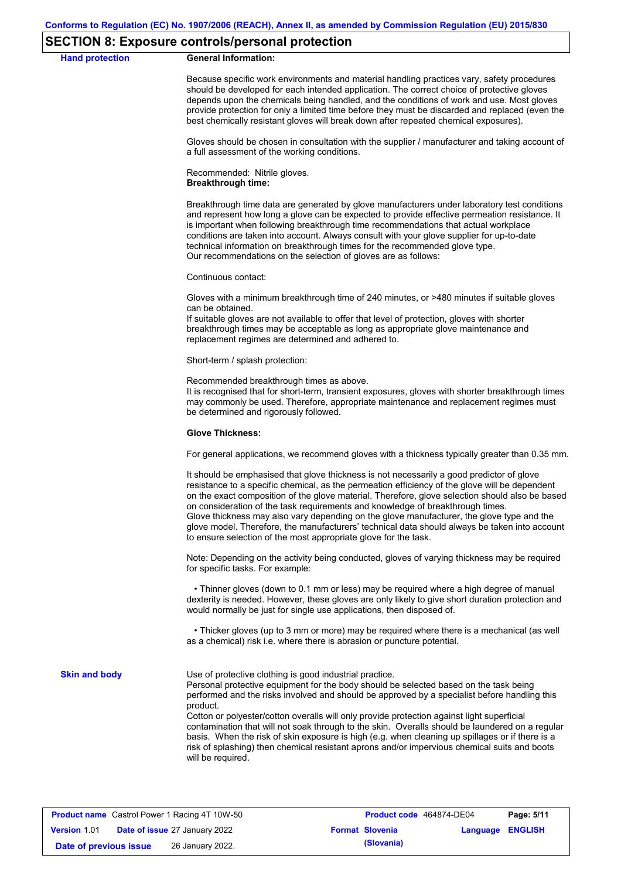## SECTION 8: Exposure controls/personal protection

**Hand protection**

**General Information:**

Because specific work environments and material handling practices vary, safety procedures should be developed for each intended application. The correct choice of protective gloves depends upon the chemicals being handled, and the conditions of work and use. Most gloves provide protection for only a limited time before they must be discarded and replaced (even the best chemically resistant gloves will break down after repeated chemical exposures).

Gloves should be chosen in consultation with the supplier / manufacturer and taking account of a full assessment of the working conditions.

Recommended: Nitrile gloves.
**Breakthrough time:**

Breakthrough time data are generated by glove manufacturers under laboratory test conditions and represent how long a glove can be expected to provide effective permeation resistance. It is important when following breakthrough time recommendations that actual workplace conditions are taken into account. Always consult with your glove supplier for up-to-date technical information on breakthrough times for the recommended glove type.
Our recommendations on the selection of gloves are as follows:

Continuous contact:

Gloves with a minimum breakthrough time of 240 minutes, or >480 minutes if suitable gloves can be obtained.
If suitable gloves are not available to offer that level of protection, gloves with shorter breakthrough times may be acceptable as long as appropriate glove maintenance and replacement regimes are determined and adhered to.

Short-term / splash protection:

Recommended breakthrough times as above.
It is recognised that for short-term, transient exposures, gloves with shorter breakthrough times may commonly be used. Therefore, appropriate maintenance and replacement regimes must be determined and rigorously followed.

**Glove Thickness:**

For general applications, we recommend gloves with a thickness typically greater than 0.35 mm.

It should be emphasised that glove thickness is not necessarily a good predictor of glove resistance to a specific chemical, as the permeation efficiency of the glove will be dependent on the exact composition of the glove material. Therefore, glove selection should also be based on consideration of the task requirements and knowledge of breakthrough times.
Glove thickness may also vary depending on the glove manufacturer, the glove type and the glove model. Therefore, the manufacturers' technical data should always be taken into account to ensure selection of the most appropriate glove for the task.

Note: Depending on the activity being conducted, gloves of varying thickness may be required for specific tasks. For example:

- Thinner gloves (down to 0.1 mm or less) may be required where a high degree of manual dexterity is needed. However, these gloves are only likely to give short duration protection and would normally be just for single use applications, then disposed of.

- Thicker gloves (up to 3 mm or more) may be required where there is a mechanical (as well as a chemical) risk i.e. where there is abrasion or puncture potential.

**Skin and body**

Use of protective clothing is good industrial practice.
Personal protective equipment for the body should be selected based on the task being performed and the risks involved and should be approved by a specialist before handling this product.
Cotton or polyester/cotton overalls will only provide protection against light superficial contamination that will not soak through to the skin. Overalls should be laundered on a regular basis. When the risk of skin exposure is high (e.g. when cleaning up spillages or if there is a risk of splashing) then chemical resistant aprons and/or impervious chemical suits and boots will be required.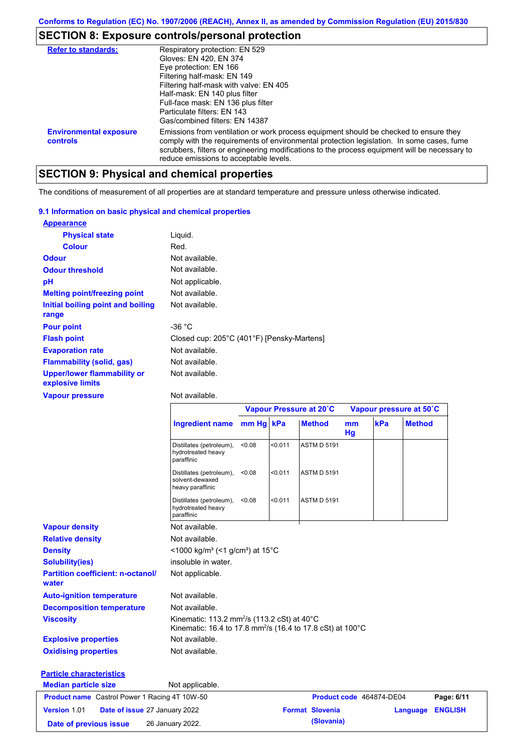## SECTION 8: Exposure controls/personal protection

| | |
|---|---|
| **Refer to standards:** | Respiratory protection: EN 529<br>Gloves: EN 420, EN 374<br>Eye protection: EN 166<br>Filtering half-mask: EN 149<br>Filtering half-mask with valve: EN 405<br>Half-mask: EN 140 plus filter<br>Full-face mask: EN 136 plus filter<br>Particulate filters: EN 143<br>Gas/combined filters: EN 14387 |
| **Environmental exposure controls** | Emissions from ventilation or work process equipment should be checked to ensure they comply with the requirements of environmental protection legislation. In some cases, fume scrubbers, filters or engineering modifications to the process equipment will be necessary to reduce emissions to acceptable levels. |

## SECTION 9: Physical and chemical properties

The conditions of measurement of all properties are at standard temperature and pressure unless otherwise indicated.

### 9.1 Information on basic physical and chemical properties

**Appearance**

| | |
|---|---|
| **Physical state** | Liquid. |
| **Colour** | Red. |
| **Odour** | Not available. |
| **Odour threshold** | Not available. |
| **pH** | Not applicable. |
| **Melting point/freezing point** | Not available. |
| **Initial boiling point and boiling range** | Not available. |
| **Pour point** | -36 °C |
| **Flash point** | Closed cup: 205°C (401°F) [Pensky-Martens] |
| **Evaporation rate** | Not available. |
| **Flammability (solid, gas)** | Not available. |
| **Upper/lower flammability or explosive limits** | Not available. |
| **Vapour pressure** | Not available. |

| Ingredient name | Vapour Pressure at 20˚C | | | Vapour pressure at 50˚C | | |
|---|---|---|---|---|---|---|
| | mm Hg | kPa | Method | mm Hg | kPa | Method |
| Distillates (petroleum), hydrotreated heavy paraffinic | <0.08 | <0.011 | ASTM D 5191 | | | |
| Distillates (petroleum), solvent-dewaxed heavy paraffinic | <0.08 | <0.011 | ASTM D 5191 | | | |
| Distillates (petroleum), hydrotreated heavy paraffinic | <0.08 | <0.011 | ASTM D 5191 | | | |

| | |
|---|---|
| **Vapour density** | Not available. |
| **Relative density** | Not available. |
| **Density** | <1000 kg/m³ (<1 g/cm³) at 15°C |
| **Solubility(ies)** | insoluble in water. |
| **Partition coefficient: n-octanol/water** | Not applicable. |
| **Auto-ignition temperature** | Not available. |
| **Decomposition temperature** | Not available. |
| **Viscosity** | Kinematic: 113.2 mm²/s (113.2 cSt) at 40°C<br>Kinematic: 16.4 to 17.8 mm²/s (16.4 to 17.8 cSt) at 100°C |
| **Explosive properties** | Not available. |
| **Oxidising properties** | Not available. |

**Particle characteristics**

| | |
|---|---|
| **Median particle size** | Not applicable. |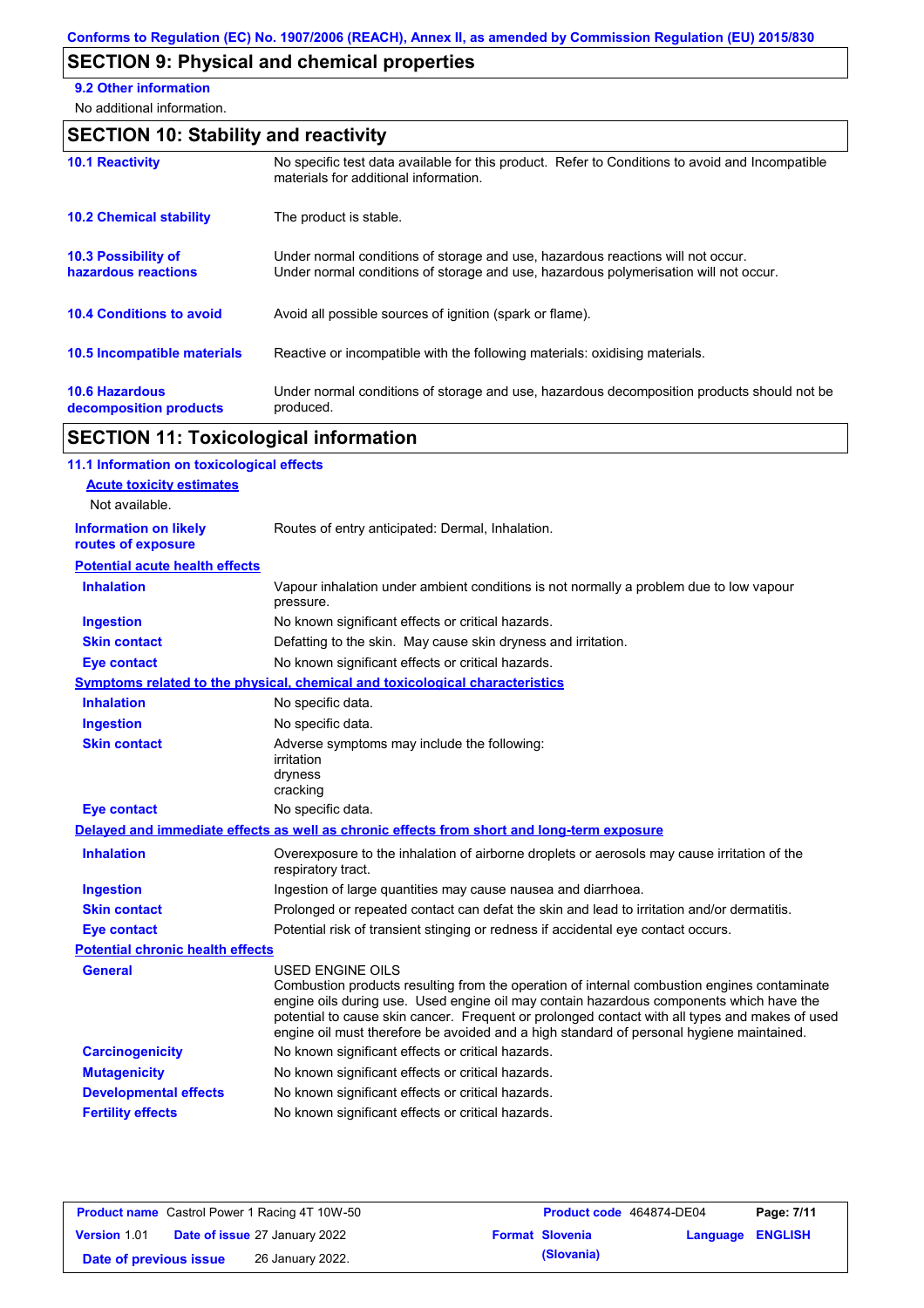Conforms to Regulation (EC) No. 1907/2006 (REACH), Annex II, as amended by Commission Regulation (EU) 2015/830

## SECTION 9: Physical and chemical properties

**9.2 Other information**

No additional information.

## SECTION 10: Stability and reactivity

| | |
|---|---|
| **10.1 Reactivity** | No specific test data available for this product. Refer to Conditions to avoid and Incompatible materials for additional information. |
| **10.2 Chemical stability** | The product is stable. |
| **10.3 Possibility of hazardous reactions** | Under normal conditions of storage and use, hazardous reactions will not occur. Under normal conditions of storage and use, hazardous polymerisation will not occur. |
| **10.4 Conditions to avoid** | Avoid all possible sources of ignition (spark or flame). |
| **10.5 Incompatible materials** | Reactive or incompatible with the following materials: oxidising materials. |
| **10.6 Hazardous decomposition products** | Under normal conditions of storage and use, hazardous decomposition products should not be produced. |

## SECTION 11: Toxicological information

**11.1 Information on toxicological effects**

**Acute toxicity estimates**

Not available.

| | |
|---|---|
| **Information on likely routes of exposure** | Routes of entry anticipated: Dermal, Inhalation. |

**Potential acute health effects**

| | |
|---|---|
| **Inhalation** | Vapour inhalation under ambient conditions is not normally a problem due to low vapour pressure. |
| **Ingestion** | No known significant effects or critical hazards. |
| **Skin contact** | Defatting to the skin. May cause skin dryness and irritation. |
| **Eye contact** | No known significant effects or critical hazards. |

**Symptoms related to the physical, chemical and toxicological characteristics**

| | |
|---|---|
| **Inhalation** | No specific data. |
| **Ingestion** | No specific data. |
| **Skin contact** | Adverse symptoms may include the following: irritation dryness cracking |
| **Eye contact** | No specific data. |

**Delayed and immediate effects as well as chronic effects from short and long-term exposure**

| | |
|---|---|
| **Inhalation** | Overexposure to the inhalation of airborne droplets or aerosols may cause irritation of the respiratory tract. |
| **Ingestion** | Ingestion of large quantities may cause nausea and diarrhoea. |
| **Skin contact** | Prolonged or repeated contact can defat the skin and lead to irritation and/or dermatitis. |
| **Eye contact** | Potential risk of transient stinging or redness if accidental eye contact occurs. |

**Potential chronic health effects**

| | |
|---|---|
| **General** | USED ENGINE OILS Combustion products resulting from the operation of internal combustion engines contaminate engine oils during use. Used engine oil may contain hazardous components which have the potential to cause skin cancer. Frequent or prolonged contact with all types and makes of used engine oil must therefore be avoided and a high standard of personal hygiene maintained. |
| **Carcinogenicity** | No known significant effects or critical hazards. |
| **Mutagenicity** | No known significant effects or critical hazards. |
| **Developmental effects** | No known significant effects or critical hazards. |
| **Fertility effects** | No known significant effects or critical hazards. |

| | | | |
|---|---|---|---|
| **Product name** Castrol Power 1 Racing 4T 10W-50 | | **Product code** 464874-DE04 | |
| **Version** 1.01 | **Date of issue** 27 January 2022 | **Format** Slovenia (Slovenia) | **Language** ENGLISH |
| **Date of previous issue** | 26 January 2022. | | |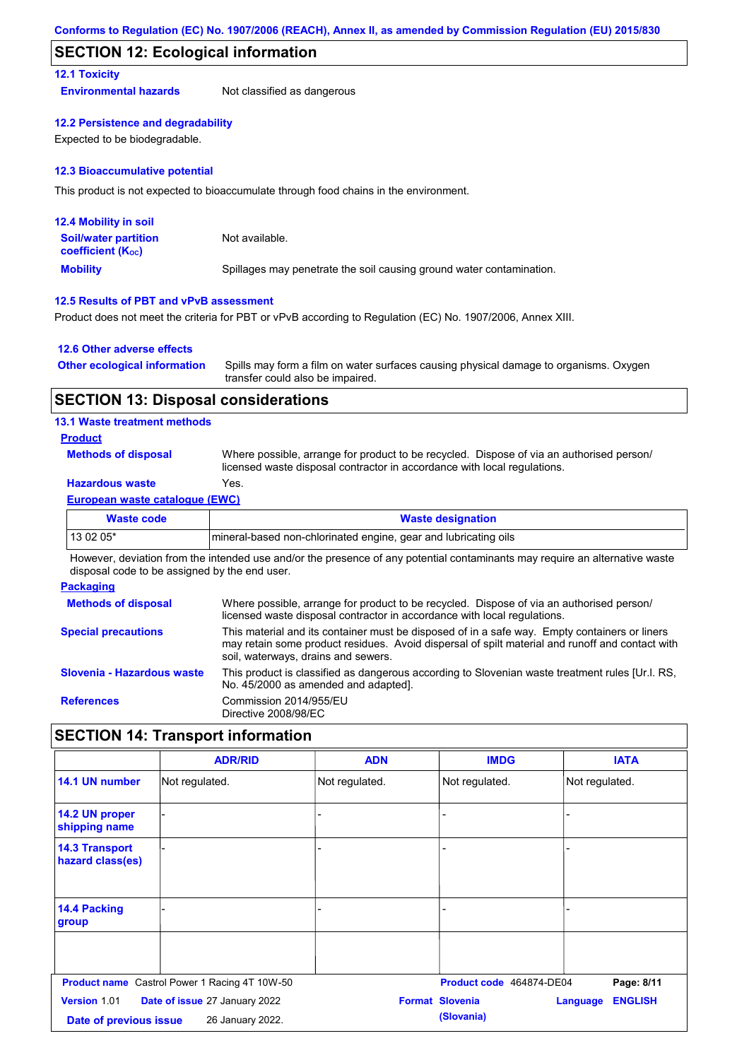Conforms to Regulation (EC) No. 1907/2006 (REACH), Annex II, as amended by Commission Regulation (EU) 2015/830

## SECTION 12: Ecological information

### 12.1 Toxicity

**Environmental hazards** Not classified as dangerous

### 12.2 Persistence and degradability

Expected to be biodegradable.

### 12.3 Bioaccumulative potential

This product is not expected to bioaccumulate through food chains in the environment.

### 12.4 Mobility in soil

**Soil/water partition coefficient ($K_{OC}$)** Not available.

**Mobility** Spillages may penetrate the soil causing ground water contamination.

### 12.5 Results of PBT and vPvB assessment

Product does not meet the criteria for PBT or vPvB according to Regulation (EC) No. 1907/2006, Annex XIII.

### 12.6 Other adverse effects

**Other ecological information** Spills may form a film on water surfaces causing physical damage to organisms. Oxygen transfer could also be impaired.

## SECTION 13: Disposal considerations

### 13.1 Waste treatment methods

**Product**

**Methods of disposal** Where possible, arrange for product to be recycled. Dispose of via an authorised person/ licensed waste disposal contractor in accordance with local regulations.

**Hazardous waste** Yes.

**European waste catalogue (EWC)**

| Waste code | Waste designation |
|---|---|
| 13 02 05* | mineral-based non-chlorinated engine, gear and lubricating oils |

However, deviation from the intended use and/or the presence of any potential contaminants may require an alternative waste disposal code to be assigned by the end user.

**Packaging**

**Methods of disposal** Where possible, arrange for product to be recycled. Dispose of via an authorised person/ licensed waste disposal contractor in accordance with local regulations.

**Special precautions** This material and its container must be disposed of in a safe way. Empty containers or liners may retain some product residues. Avoid dispersal of spilt material and runoff and contact with soil, waterways, drains and sewers.

**Slovenia - Hazardous waste** This product is classified as dangerous according to Slovenian waste treatment rules [Ur.l. RS, No. 45/2000 as amended and adapted].

**References** Commission 2014/955/EU
Directive 2008/98/EC

## SECTION 14: Transport information

| | ADR/RID | ADN | IMDG | IATA |
|---|---|---|---|---|
| 14.1 UN number | Not regulated. | Not regulated. | Not regulated. | Not regulated. |
| 14.2 UN proper shipping name | - | - | - | - |
| 14.3 Transport hazard class(es) | - | - | - | - |
| 14.4 Packing group | - | - | - | - |
| | | | | |

**Product name** Castrol Power 1 Racing 4T 10W-50 **Product code** 464874-DE04
**Version** 1.01 **Date of issue** 27 January 2022 **Format** Slovenia (Slovenia) **Language** ENGLISH
**Date of previous issue** 26 January 2022.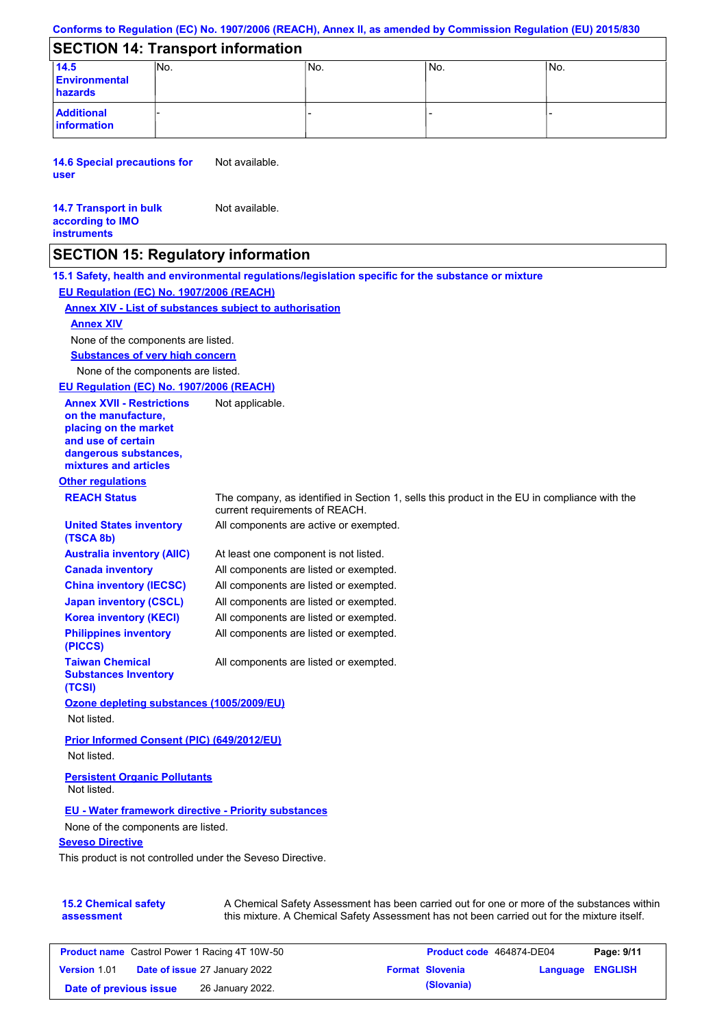Conforms to Regulation (EC) No. 1907/2006 (REACH), Annex II, as amended by Commission Regulation (EU) 2015/830

## SECTION 14: Transport information

| | | | | |
|---|---|---|---|---|
| **14.5 Environmental hazards** | No. | No. | No. | No. |
| **Additional information** | - | - | - | - |

**14.6 Special precautions for user** Not available.

**14.7 Transport in bulk according to IMO instruments** Not available.

## SECTION 15: Regulatory information

### 15.1 Safety, health and environmental regulations/legislation specific for the substance or mixture

**EU Regulation (EC) No. 1907/2006 (REACH)**

**Annex XIV - List of substances subject to authorisation**

**Annex XIV**

None of the components are listed.

**Substances of very high concern**

None of the components are listed.

**EU Regulation (EC) No. 1907/2006 (REACH)**

**Annex XVII - Restrictions on the manufacture, placing on the market and use of certain dangerous substances, mixtures and articles** Not applicable.

**Other regulations**

| | |
|---|---|
| **REACH Status** | The company, as identified in Section 1, sells this product in the EU in compliance with the current requirements of REACH. |
| **United States inventory (TSCA 8b)** | All components are active or exempted. |
| **Australia inventory (AIIC)** | At least one component is not listed. |
| **Canada inventory** | All components are listed or exempted. |
| **China inventory (IECSC)** | All components are listed or exempted. |
| **Japan inventory (CSCL)** | All components are listed or exempted. |
| **Korea inventory (KECI)** | All components are listed or exempted. |
| **Philippines inventory (PICCS)** | All components are listed or exempted. |
| **Taiwan Chemical Substances Inventory (TCSI)** | All components are listed or exempted. |

**Ozone depleting substances (1005/2009/EU)**

Not listed.

**Prior Informed Consent (PIC) (649/2012/EU)**

Not listed.

**Persistent Organic Pollutants**

Not listed.

**EU - Water framework directive - Priority substances**

None of the components are listed.

**Seveso Directive**

This product is not controlled under the Seveso Directive.

**15.2 Chemical safety assessment** A Chemical Safety Assessment has been carried out for one or more of the substances within this mixture. A Chemical Safety Assessment has not been carried out for the mixture itself.

| | | | |
|---|---|---|---|
| **Product name** Castrol Power 1 Racing 4T 10W-50 | | **Product code** 464874-DE04 | |
| **Version** 1.01 | **Date of issue** 27 January 2022 | **Format** Slovenia (Slovania) | **Language** ENGLISH |
| **Date of previous issue** | 26 January 2022. | | |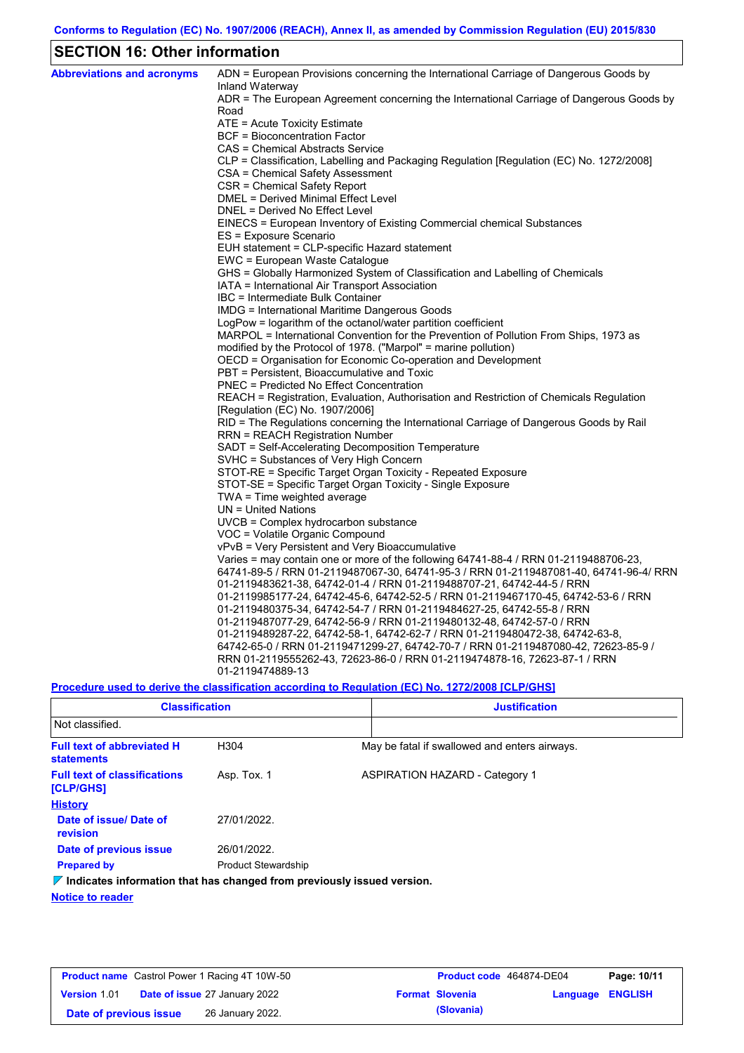Conforms to Regulation (EC) No. 1907/2006 (REACH), Annex II, as amended by Commission Regulation (EU) 2015/830

## SECTION 16: Other information

**Abbreviations and acronyms**

ADN = European Provisions concerning the International Carriage of Dangerous Goods by Inland Waterway
ADR = The European Agreement concerning the International Carriage of Dangerous Goods by Road
ATE = Acute Toxicity Estimate
BCF = Bioconcentration Factor
CAS = Chemical Abstracts Service
CLP = Classification, Labelling and Packaging Regulation [Regulation (EC) No. 1272/2008]
CSA = Chemical Safety Assessment
CSR = Chemical Safety Report
DMEL = Derived Minimal Effect Level
DNEL = Derived No Effect Level
EINECS = European Inventory of Existing Commercial chemical Substances
ES = Exposure Scenario
EUH statement = CLP-specific Hazard statement
EWC = European Waste Catalogue
GHS = Globally Harmonized System of Classification and Labelling of Chemicals
IATA = International Air Transport Association
IBC = Intermediate Bulk Container
IMDG = International Maritime Dangerous Goods
LogPow = logarithm of the octanol/water partition coefficient
MARPOL = International Convention for the Prevention of Pollution From Ships, 1973 as modified by the Protocol of 1978. ("Marpol" = marine pollution)
OECD = Organisation for Economic Co-operation and Development
PBT = Persistent, Bioaccumulative and Toxic
PNEC = Predicted No Effect Concentration
REACH = Registration, Evaluation, Authorisation and Restriction of Chemicals Regulation [Regulation (EC) No. 1907/2006]
RID = The Regulations concerning the International Carriage of Dangerous Goods by Rail
RRN = REACH Registration Number
SADT = Self-Accelerating Decomposition Temperature
SVHC = Substances of Very High Concern
STOT-RE = Specific Target Organ Toxicity - Repeated Exposure
STOT-SE = Specific Target Organ Toxicity - Single Exposure
TWA = Time weighted average
UN = United Nations
UVCB = Complex hydrocarbon substance
VOC = Volatile Organic Compound
vPvB = Very Persistent and Very Bioaccumulative
Varies = may contain one or more of the following 64741-88-4 / RRN 01-2119488706-23, 64741-89-5 / RRN 01-2119487067-30, 64741-95-3 / RRN 01-2119487081-40, 64741-96-4/ RRN 01-2119483621-38, 64742-01-4 / RRN 01-2119488707-21, 64742-44-5 / RRN 01-2119985177-24, 64742-45-6, 64742-52-5 / RRN 01-2119467170-45, 64742-53-6 / RRN 01-2119480375-34, 64742-54-7 / RRN 01-2119484627-25, 64742-55-8 / RRN 01-2119487077-29, 64742-56-9 / RRN 01-2119480132-48, 64742-57-0 / RRN 01-2119489287-22, 64742-58-1, 64742-62-7 / RRN 01-2119480472-38, 64742-63-8, 64742-65-0 / RRN 01-2119471299-27, 64742-70-7 / RRN 01-2119487080-42, 72623-85-9 / RRN 01-2119555262-43, 72623-86-0 / RRN 01-2119474878-16, 72623-87-1 / RRN 01-2119474889-13

**Procedure used to derive the classification according to Regulation (EC) No. 1272/2008 [CLP/GHS]**

| Classification | Justification |
|---|---|
| Not classified. | |

**Full text of abbreviated H statements**

H304 — May be fatal if swallowed and enters airways.

**Full text of classifications [CLP/GHS]**

Asp. Tox. 1 — ASPIRATION HAZARD - Category 1

**History**

**Date of issue/ Date of revision**: 27/01/2022.

**Date of previous issue**: 26/01/2022.

**Prepared by**: Product Stewardship

**Indicates information that has changed from previously issued version.**

**Notice to reader**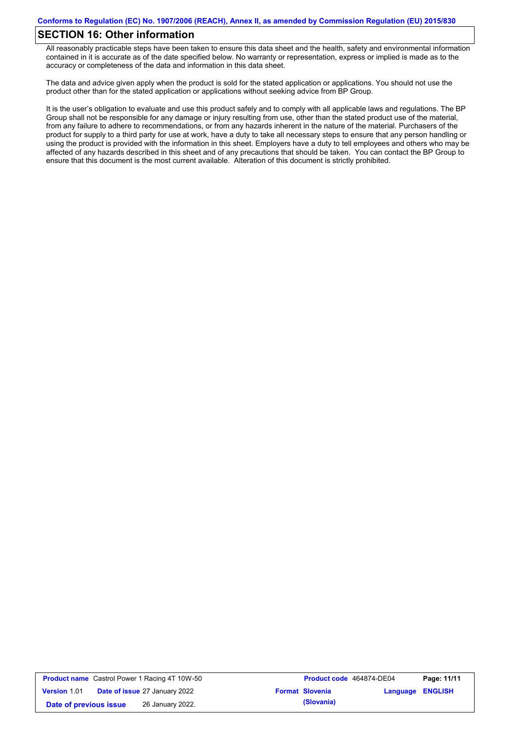## SECTION 16: Other information

All reasonably practicable steps have been taken to ensure this data sheet and the health, safety and environmental information contained in it is accurate as of the date specified below. No warranty or representation, express or implied is made as to the accuracy or completeness of the data and information in this data sheet.

The data and advice given apply when the product is sold for the stated application or applications. You should not use the product other than for the stated application or applications without seeking advice from BP Group.

It is the user's obligation to evaluate and use this product safely and to comply with all applicable laws and regulations. The BP Group shall not be responsible for any damage or injury resulting from use, other than the stated product use of the material, from any failure to adhere to recommendations, or from any hazards inherent in the nature of the material. Purchasers of the product for supply to a third party for use at work, have a duty to take all necessary steps to ensure that any person handling or using the product is provided with the information in this sheet. Employers have a duty to tell employees and others who may be affected of any hazards described in this sheet and of any precautions that should be taken. You can contact the BP Group to ensure that this document is the most current available. Alteration of this document is strictly prohibited.